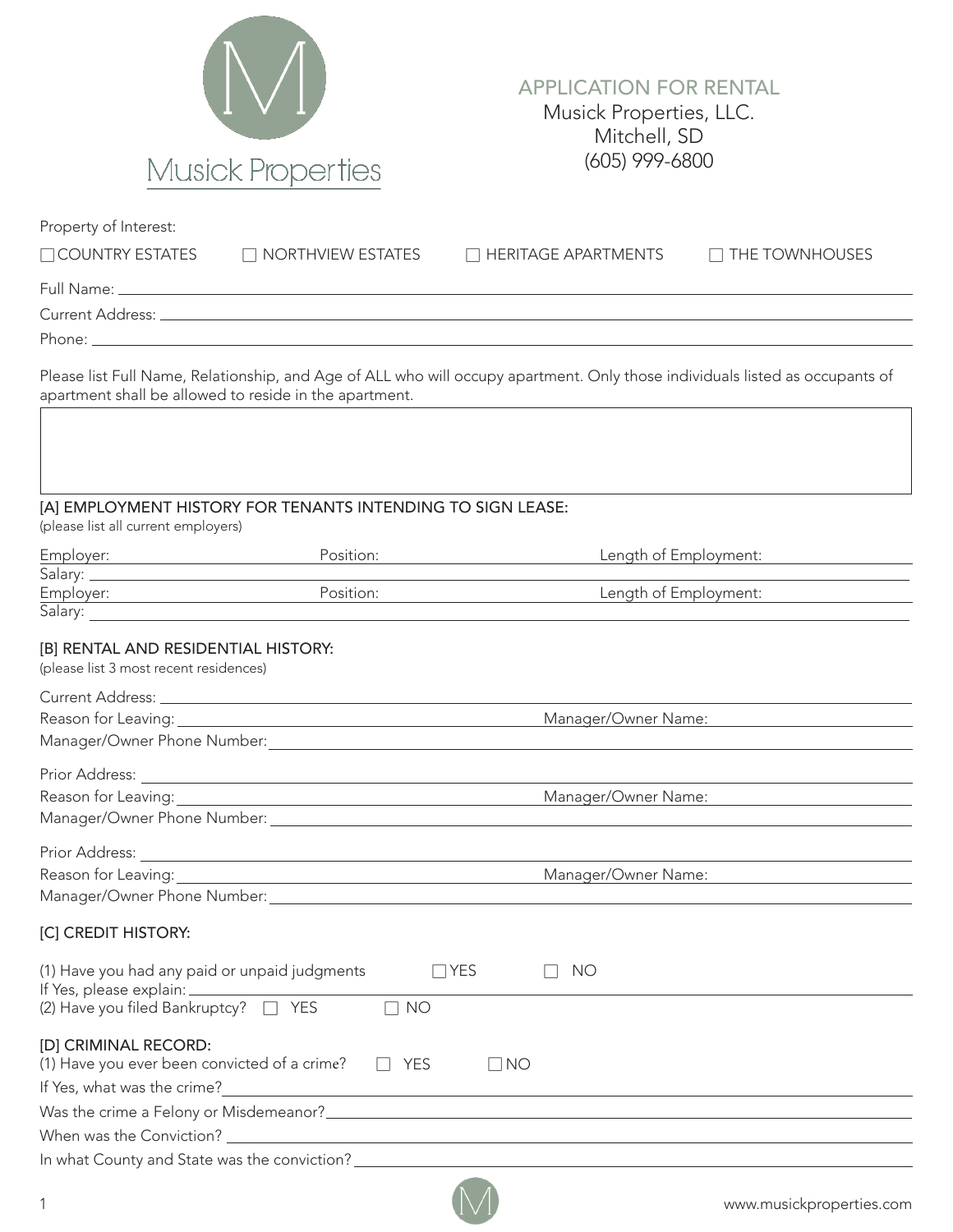Musick Properties

# APPLICATION FOR RENTAL

Musick Properties, LLC.
Mitchell, SD
(605) 999-6800

Property of Interest:

☐ COUNTRY ESTATES ☐ NORTHVIEW ESTATES ☐ HERITAGE APARTMENTS ☐ THE TOWNHOUSES

Full Name: \_\_\_\_\_\_\_\_\_\_\_\_\_\_\_\_\_\_\_\_\_\_\_\_\_\_\_\_\_\_\_\_\_\_\_\_\_\_\_\_

Current Address: \_\_\_\_\_\_\_\_\_\_\_\_\_\_\_\_\_\_\_\_\_\_\_\_\_\_\_\_\_\_\_\_\_\_\_\_\_\_\_\_

Phone: \_\_\_\_\_\_\_\_\_\_\_\_\_\_\_\_\_\_\_\_\_\_\_\_\_\_\_\_\_\_\_\_\_\_\_\_\_\_\_\_

Please list Full Name, Relationship, and Age of ALL who will occupy apartment. Only those individuals listed as occupants of apartment shall be allowed to reside in the apartment.

|   |
|---|
|   |

## [A] EMPLOYMENT HISTORY FOR TENANTS INTENDING TO SIGN LEASE:

(please list all current employers)

Employer: \_\_\_\_\_\_\_\_\_\_ Position: \_\_\_\_\_\_\_\_\_\_ Length of Employment: \_\_\_\_\_\_\_\_\_\_

Salary: \_\_\_\_\_\_\_\_\_\_\_\_\_\_\_\_\_\_\_\_\_\_\_\_\_\_\_\_\_\_\_\_\_\_\_\_\_\_\_\_

Employer: \_\_\_\_\_\_\_\_\_\_ Position: \_\_\_\_\_\_\_\_\_\_ Length of Employment: \_\_\_\_\_\_\_\_\_\_

Salary: \_\_\_\_\_\_\_\_\_\_\_\_\_\_\_\_\_\_\_\_\_\_\_\_\_\_\_\_\_\_\_\_\_\_\_\_\_\_\_\_

## [B] RENTAL AND RESIDENTIAL HISTORY:

(please list 3 most recent residences)

Current Address: \_\_\_\_\_\_\_\_\_\_\_\_\_\_\_\_\_\_\_\_\_\_\_\_\_\_\_\_\_\_\_\_\_\_\_\_\_\_\_\_

Reason for Leaving: \_\_\_\_\_\_\_\_\_\_\_\_\_\_\_\_\_\_\_\_ Manager/Owner Name: \_\_\_\_\_\_\_\_\_\_\_\_\_\_\_\_\_\_\_\_

Manager/Owner Phone Number: \_\_\_\_\_\_\_\_\_\_\_\_\_\_\_\_\_\_\_\_\_\_\_\_\_\_\_\_\_\_\_\_\_\_\_\_\_\_\_\_

Prior Address: \_\_\_\_\_\_\_\_\_\_\_\_\_\_\_\_\_\_\_\_\_\_\_\_\_\_\_\_\_\_\_\_\_\_\_\_\_\_\_\_

Reason for Leaving: \_\_\_\_\_\_\_\_\_\_\_\_\_\_\_\_\_\_\_\_ Manager/Owner Name: \_\_\_\_\_\_\_\_\_\_\_\_\_\_\_\_\_\_\_\_

Manager/Owner Phone Number: \_\_\_\_\_\_\_\_\_\_\_\_\_\_\_\_\_\_\_\_\_\_\_\_\_\_\_\_\_\_\_\_\_\_\_\_\_\_\_\_

Prior Address: \_\_\_\_\_\_\_\_\_\_\_\_\_\_\_\_\_\_\_\_\_\_\_\_\_\_\_\_\_\_\_\_\_\_\_\_\_\_\_\_

Reason for Leaving: \_\_\_\_\_\_\_\_\_\_\_\_\_\_\_\_\_\_\_\_ Manager/Owner Name: \_\_\_\_\_\_\_\_\_\_\_\_\_\_\_\_\_\_\_\_

Manager/Owner Phone Number: \_\_\_\_\_\_\_\_\_\_\_\_\_\_\_\_\_\_\_\_\_\_\_\_\_\_\_\_\_\_\_\_\_\_\_\_\_\_\_\_

## [C] CREDIT HISTORY:

(1) Have you had any paid or unpaid judgments ☐ YES ☐ NO

If Yes, please explain: \_\_\_\_\_\_\_\_\_\_\_\_\_\_\_\_\_\_\_\_\_\_\_\_\_\_\_\_\_\_\_\_\_\_\_\_\_\_\_\_

(2) Have you filed Bankruptcy? ☐ YES ☐ NO

## [D] CRIMINAL RECORD:

(1) Have you ever been convicted of a crime? ☐ YES ☐ NO

If Yes, what was the crime? \_\_\_\_\_\_\_\_\_\_\_\_\_\_\_\_\_\_\_\_\_\_\_\_\_\_\_\_\_\_\_\_\_\_\_\_\_\_\_\_

Was the crime a Felony or Misdemeanor? \_\_\_\_\_\_\_\_\_\_\_\_\_\_\_\_\_\_\_\_\_\_\_\_\_\_\_\_\_\_\_\_\_\_\_\_\_\_\_\_

When was the Conviction? \_\_\_\_\_\_\_\_\_\_\_\_\_\_\_\_\_\_\_\_\_\_\_\_\_\_\_\_\_\_\_\_\_\_\_\_\_\_\_\_

In what County and State was the conviction? \_\_\_\_\_\_\_\_\_\_\_\_\_\_\_\_\_\_\_\_\_\_\_\_\_\_\_\_\_\_\_\_\_\_\_\_\_\_\_\_

www.musickproperties.com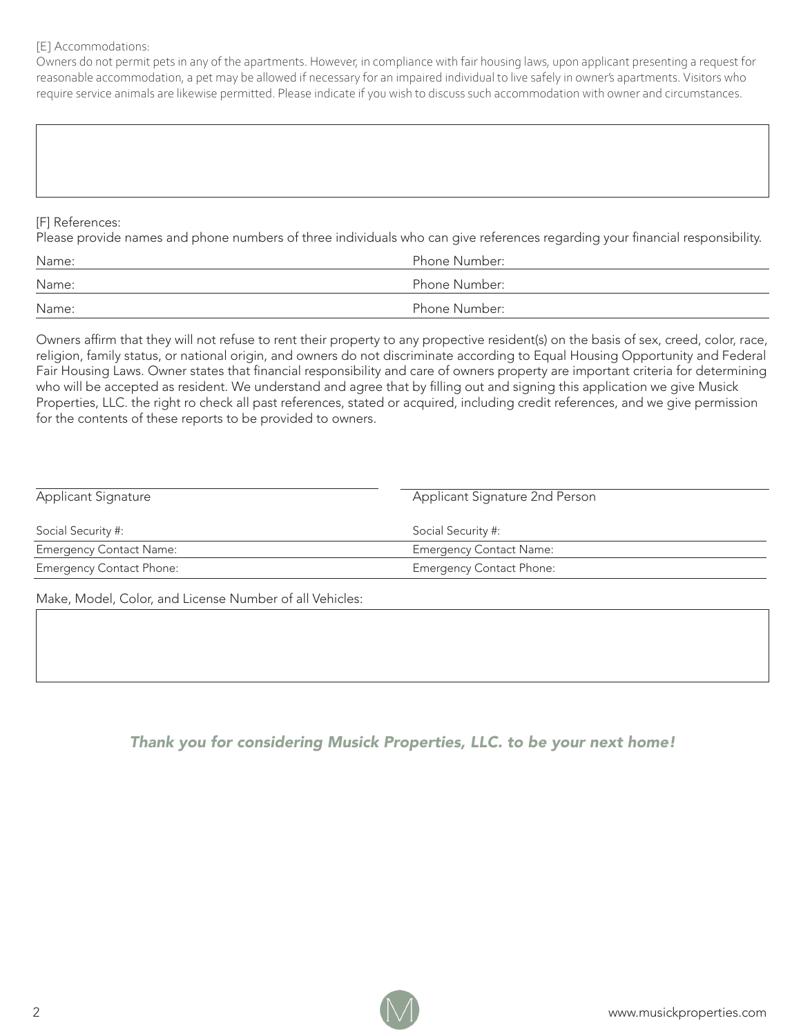[E] Accommodations:

Owners do not permit pets in any of the apartments. However, in compliance with fair housing laws, upon applicant presenting a request for reasonable accommodation, a pet may be allowed if necessary for an impaired individual to live safely in owner's apartments. Visitors who require service animals are likewise permitted. Please indicate if you wish to discuss such accommodation with owner and circumstances.

[F] References:

Please provide names and phone numbers of three individuals who can give references regarding your financial responsibility.

| | |
|---|---|
| Name: | Phone Number: |
| Name: | Phone Number: |
| Name: | Phone Number: |

Owners affirm that they will not refuse to rent their property to any propective resident(s) on the basis of sex, creed, color, race, religion, family status, or national origin, and owners do not discriminate according to Equal Housing Opportunity and Federal Fair Housing Laws. Owner states that financial responsibility and care of owners property are important criteria for determining who will be accepted as resident. We understand and agree that by filling out and signing this application we give Musick Properties, LLC. the right ro check all past references, stated or acquired, including credit references, and we give permission for the contents of these reports to be provided to owners.

| | |
|---|---|
| Applicant Signature | Applicant Signature 2nd Person |
| Social Security #: | Social Security #: |
| Emergency Contact Name: | Emergency Contact Name: |
| Emergency Contact Phone: | Emergency Contact Phone: |

Make, Model, Color, and License Number of all Vehicles:

***Thank you for considering Musick Properties, LLC. to be your next home!***

www.musickproperties.com